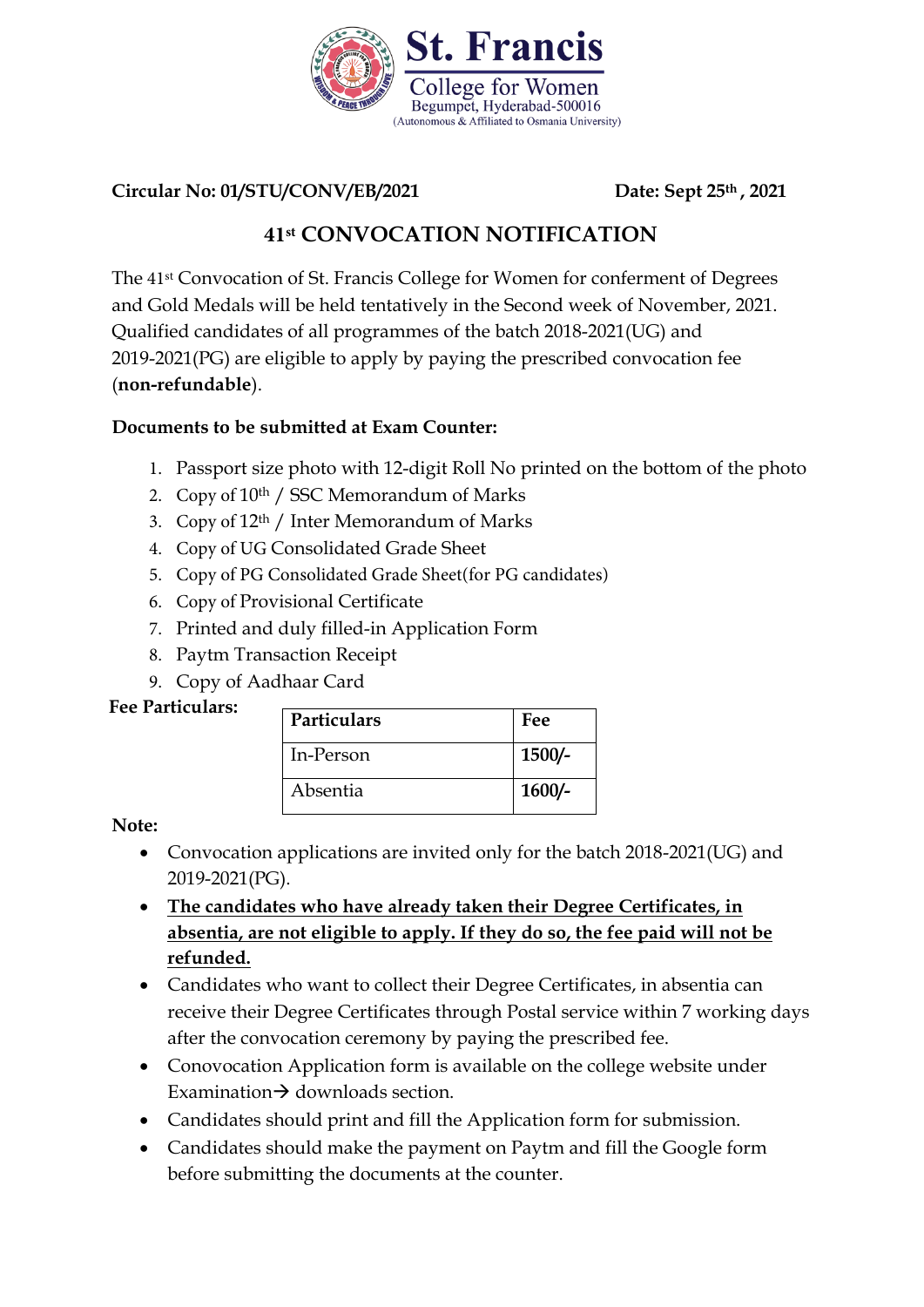# St. Francis College for Women

Begumpet, Hyderabad-500016

(Autonomous & Affiliated to Osmania University)

**Circular No: 01/STU/CONV/EB/2021** **Date: Sept 25th, 2021**

## 41st CONVOCATION NOTIFICATION

The 41st Convocation of St. Francis College for Women for conferment of Degrees and Gold Medals will be held tentatively in the Second week of November, 2021. Qualified candidates of all programmes of the batch 2018-2021(UG) and 2019-2021(PG) are eligible to apply by paying the prescribed convocation fee (**non-refundable**).

**Documents to be submitted at Exam Counter:**

1. Passport size photo with 12-digit Roll No printed on the bottom of the photo
2. Copy of 10th / SSC Memorandum of Marks
3. Copy of 12th / Inter Memorandum of Marks
4. Copy of UG Consolidated Grade Sheet
5. Copy of PG Consolidated Grade Sheet(for PG candidates)
6. Copy of Provisional Certificate
7. Printed and duly filled-in Application Form
8. Paytm Transaction Receipt
9. Copy of Aadhaar Card

**Fee Particulars:**

| **Particulars** | **Fee** |
|---|---|
| In-Person | **1500/-** |
| Absentia | **1600/-** |

**Note:**

- Convocation applications are invited only for the batch 2018-2021(UG) and 2019-2021(PG).
- **The candidates who have already taken their Degree Certificates, in absentia, are not eligible to apply. If they do so, the fee paid will not be refunded.**
- Candidates who want to collect their Degree Certificates, in absentia can receive their Degree Certificates through Postal service within 7 working days after the convocation ceremony by paying the prescribed fee.
- Conovocation Application form is available on the college website under Examination→ downloads section.
- Candidates should print and fill the Application form for submission.
- Candidates should make the payment on Paytm and fill the Google form before submitting the documents at the counter.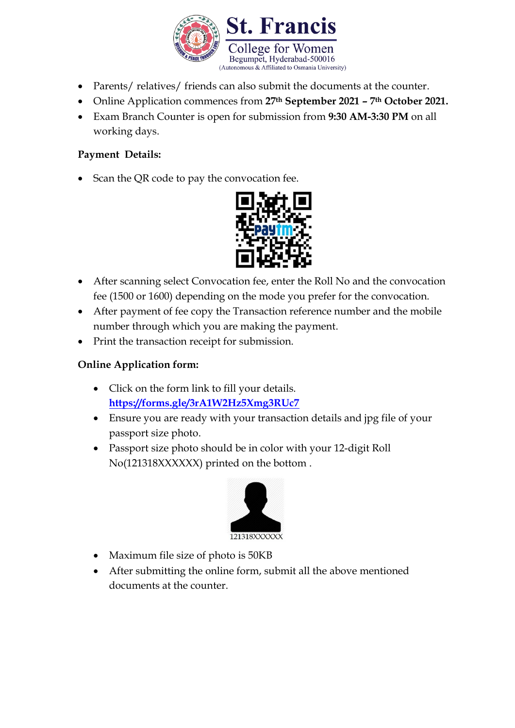- Parents/ relatives/ friends can also submit the documents at the counter.
- Online Application commences from **27th September 2021 – 7th October 2021.**
- Exam Branch Counter is open for submission from **9:30 AM-3:30 PM** on all working days.

**Payment Details:**

- Scan the QR code to pay the convocation fee.
- After scanning select Convocation fee, enter the Roll No and the convocation fee (1500 or 1600) depending on the mode you prefer for the convocation.
- After payment of fee copy the Transaction reference number and the mobile number through which you are making the payment.
- Print the transaction receipt for submission.

**Online Application form:**

- Click on the form link to fill your details. **https://forms.gle/3rA1W2Hz5Xmg3RUc7**
- Ensure you are ready with your transaction details and jpg file of your passport size photo.
- Passport size photo should be in color with your 12-digit Roll No(121318XXXXXX) printed on the bottom .

121318XXXXXX

- Maximum file size of photo is 50KB
- After submitting the online form, submit all the above mentioned documents at the counter.